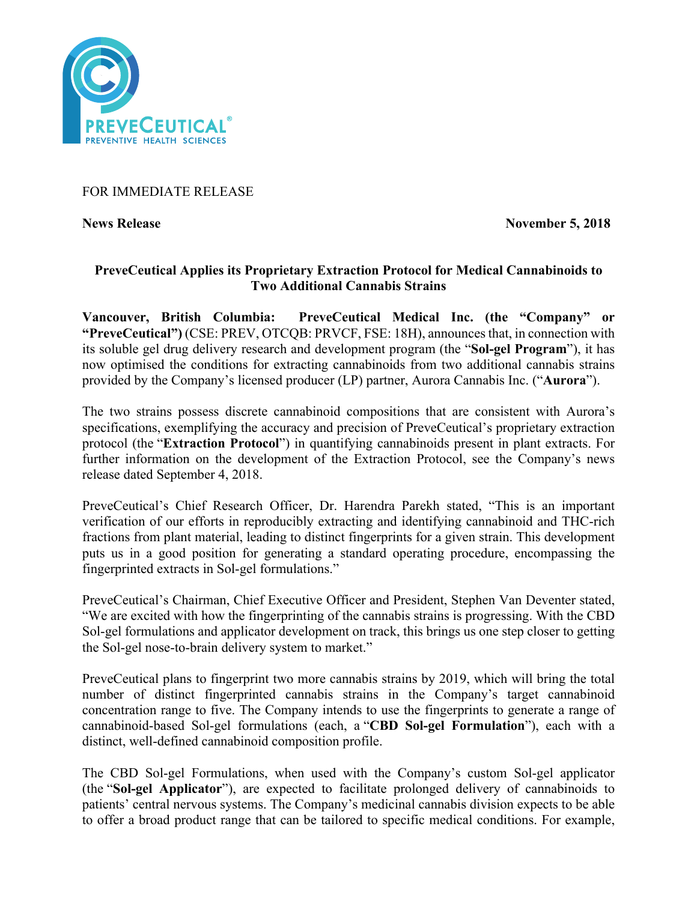FOR IMMEDIATE RELEASE

**News Release** **November 5, 2018**

## PreveCeutical Applies its Proprietary Extraction Protocol for Medical Cannabinoids to Two Additional Cannabis Strains

**Vancouver, British Columbia: PreveCeutical Medical Inc. (the "Company" or "PreveCeutical")** (CSE: PREV, OTCQB: PRVCF, FSE: 18H), announces that, in connection with its soluble gel drug delivery research and development program (the "**Sol-gel Program**"), it has now optimised the conditions for extracting cannabinoids from two additional cannabis strains provided by the Company's licensed producer (LP) partner, Aurora Cannabis Inc. ("**Aurora**").

The two strains possess discrete cannabinoid compositions that are consistent with Aurora's specifications, exemplifying the accuracy and precision of PreveCeutical's proprietary extraction protocol (the "**Extraction Protocol**") in quantifying cannabinoids present in plant extracts. For further information on the development of the Extraction Protocol, see the Company's news release dated September 4, 2018.

PreveCeutical's Chief Research Officer, Dr. Harendra Parekh stated, "This is an important verification of our efforts in reproducibly extracting and identifying cannabinoid and THC-rich fractions from plant material, leading to distinct fingerprints for a given strain. This development puts us in a good position for generating a standard operating procedure, encompassing the fingerprinted extracts in Sol-gel formulations."

PreveCeutical's Chairman, Chief Executive Officer and President, Stephen Van Deventer stated, "We are excited with how the fingerprinting of the cannabis strains is progressing. With the CBD Sol-gel formulations and applicator development on track, this brings us one step closer to getting the Sol-gel nose-to-brain delivery system to market."

PreveCeutical plans to fingerprint two more cannabis strains by 2019, which will bring the total number of distinct fingerprinted cannabis strains in the Company's target cannabinoid concentration range to five. The Company intends to use the fingerprints to generate a range of cannabinoid-based Sol-gel formulations (each, a "**CBD Sol-gel Formulation**"), each with a distinct, well-defined cannabinoid composition profile.

The CBD Sol-gel Formulations, when used with the Company's custom Sol-gel applicator (the "**Sol-gel Applicator**"), are expected to facilitate prolonged delivery of cannabinoids to patients' central nervous systems. The Company's medicinal cannabis division expects to be able to offer a broad product range that can be tailored to specific medical conditions. For example,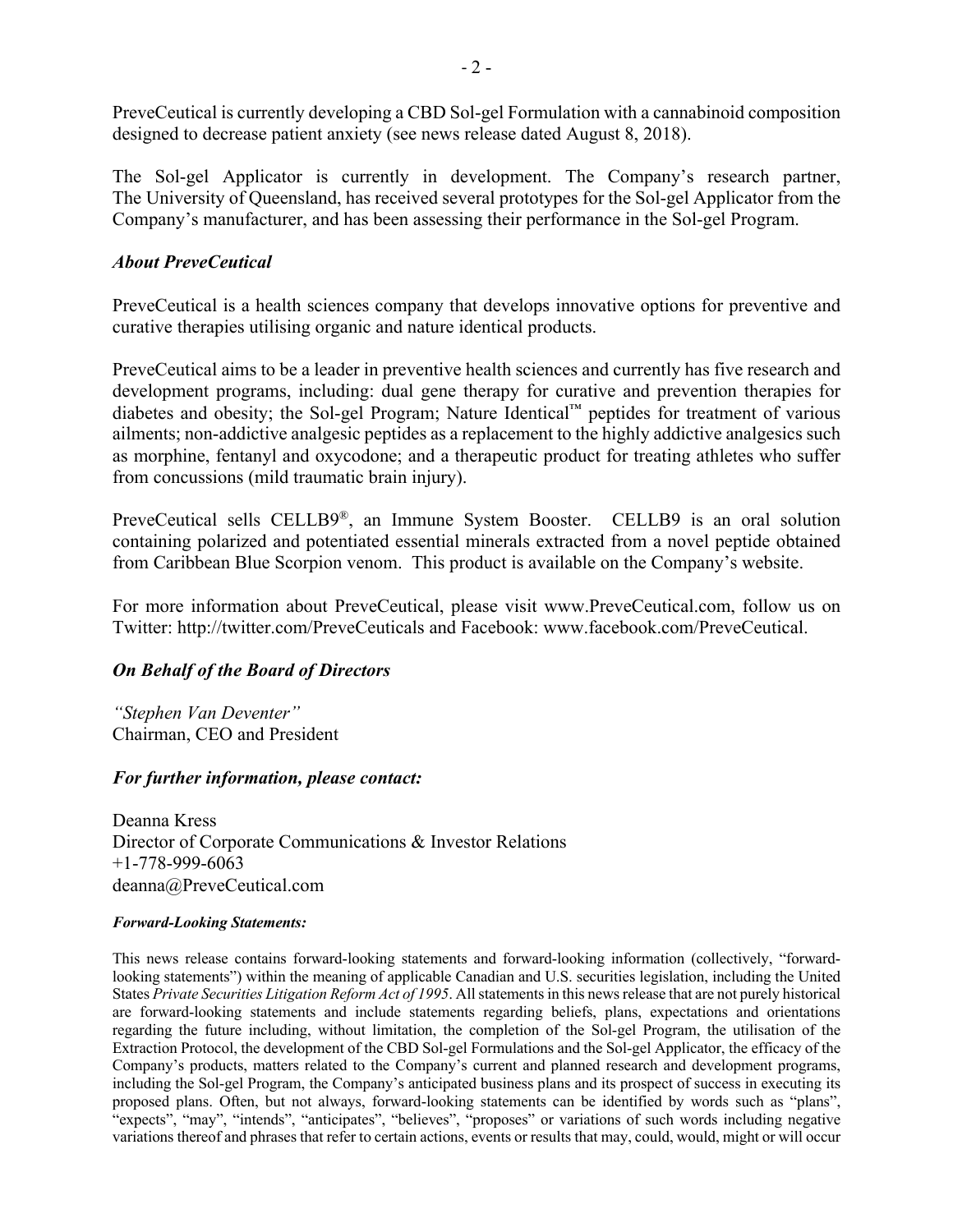PreveCeutical is currently developing a CBD Sol-gel Formulation with a cannabinoid composition designed to decrease patient anxiety (see news release dated August 8, 2018).

The Sol-gel Applicator is currently in development. The Company's research partner, The University of Queensland, has received several prototypes for the Sol-gel Applicator from the Company's manufacturer, and has been assessing their performance in the Sol-gel Program.

### *About PreveCeutical*

PreveCeutical is a health sciences company that develops innovative options for preventive and curative therapies utilising organic and nature identical products.

PreveCeutical aims to be a leader in preventive health sciences and currently has five research and development programs, including: dual gene therapy for curative and prevention therapies for diabetes and obesity; the Sol-gel Program; Nature Identical™ peptides for treatment of various ailments; non-addictive analgesic peptides as a replacement to the highly addictive analgesics such as morphine, fentanyl and oxycodone; and a therapeutic product for treating athletes who suffer from concussions (mild traumatic brain injury).

PreveCeutical sells CELLB9®, an Immune System Booster. CELLB9 is an oral solution containing polarized and potentiated essential minerals extracted from a novel peptide obtained from Caribbean Blue Scorpion venom. This product is available on the Company's website.

For more information about PreveCeutical, please visit www.PreveCeutical.com, follow us on Twitter: http://twitter.com/PreveCeuticals and Facebook: www.facebook.com/PreveCeutical.

### *On Behalf of the Board of Directors*

*"Stephen Van Deventer"*
Chairman, CEO and President

### *For further information, please contact:*

Deanna Kress
Director of Corporate Communications & Investor Relations
+1-778-999-6063
deanna@PreveCeutical.com

#### *Forward-Looking Statements:*

This news release contains forward-looking statements and forward-looking information (collectively, "forward-looking statements") within the meaning of applicable Canadian and U.S. securities legislation, including the United States *Private Securities Litigation Reform Act of 1995*. All statements in this news release that are not purely historical are forward-looking statements and include statements regarding beliefs, plans, expectations and orientations regarding the future including, without limitation, the completion of the Sol-gel Program, the utilisation of the Extraction Protocol, the development of the CBD Sol-gel Formulations and the Sol-gel Applicator, the efficacy of the Company's products, matters related to the Company's current and planned research and development programs, including the Sol-gel Program, the Company's anticipated business plans and its prospect of success in executing its proposed plans. Often, but not always, forward-looking statements can be identified by words such as "plans", "expects", "may", "intends", "anticipates", "believes", "proposes" or variations of such words including negative variations thereof and phrases that refer to certain actions, events or results that may, could, would, might or will occur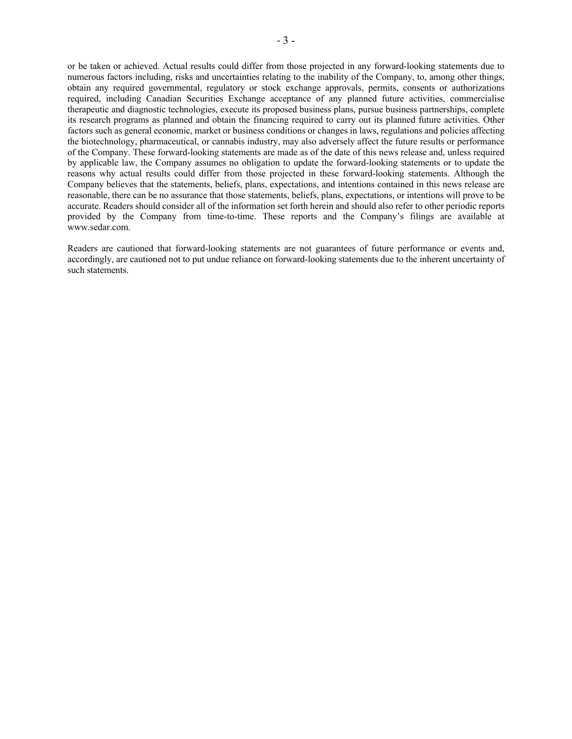or be taken or achieved. Actual results could differ from those projected in any forward-looking statements due to numerous factors including, risks and uncertainties relating to the inability of the Company, to, among other things, obtain any required governmental, regulatory or stock exchange approvals, permits, consents or authorizations required, including Canadian Securities Exchange acceptance of any planned future activities, commercialise therapeutic and diagnostic technologies, execute its proposed business plans, pursue business partnerships, complete its research programs as planned and obtain the financing required to carry out its planned future activities. Other factors such as general economic, market or business conditions or changes in laws, regulations and policies affecting the biotechnology, pharmaceutical, or cannabis industry, may also adversely affect the future results or performance of the Company. These forward-looking statements are made as of the date of this news release and, unless required by applicable law, the Company assumes no obligation to update the forward-looking statements or to update the reasons why actual results could differ from those projected in these forward-looking statements. Although the Company believes that the statements, beliefs, plans, expectations, and intentions contained in this news release are reasonable, there can be no assurance that those statements, beliefs, plans, expectations, or intentions will prove to be accurate. Readers should consider all of the information set forth herein and should also refer to other periodic reports provided by the Company from time-to-time. These reports and the Company's filings are available at www.sedar.com.

Readers are cautioned that forward-looking statements are not guarantees of future performance or events and, accordingly, are cautioned not to put undue reliance on forward-looking statements due to the inherent uncertainty of such statements.